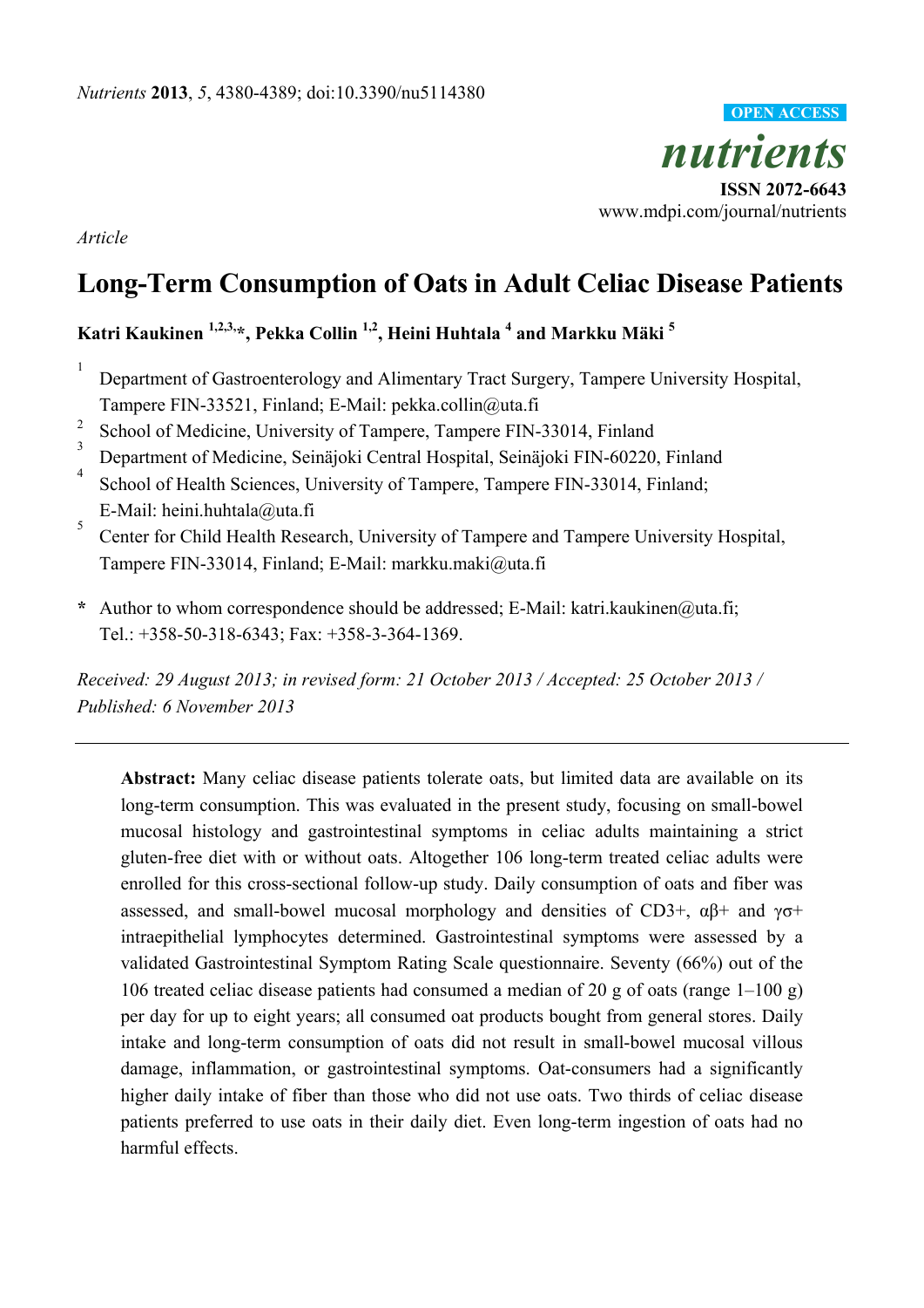*Article*

# Long-Term Consumption of Oats in Adult Celiac Disease Patients

**Katri Kaukinen [1,2,3,]*, Pekka Collin [1,2], Heini Huhtala [4] and Markku Mäki [5]**

[1] Department of Gastroenterology and Alimentary Tract Surgery, Tampere University Hospital, Tampere FIN-33521, Finland; E-Mail: pekka.collin@uta.fi

[2] School of Medicine, University of Tampere, Tampere FIN-33014, Finland

[3] Department of Medicine, Seinäjoki Central Hospital, Seinäjoki FIN-60220, Finland

[4] School of Health Sciences, University of Tampere, Tampere FIN-33014, Finland; E-Mail: heini.huhtala@uta.fi

[5] Center for Child Health Research, University of Tampere and Tampere University Hospital, Tampere FIN-33014, Finland; E-Mail: markku.maki@uta.fi

**\*** Author to whom correspondence should be addressed; E-Mail: katri.kaukinen@uta.fi; Tel.: +358-50-318-6343; Fax: +358-3-364-1369.

*Received: 29 August 2013; in revised form: 21 October 2013 / Accepted: 25 October 2013 / Published: 6 November 2013*

---

**Abstract:** Many celiac disease patients tolerate oats, but limited data are available on its long-term consumption. This was evaluated in the present study, focusing on small-bowel mucosal histology and gastrointestinal symptoms in celiac adults maintaining a strict gluten-free diet with or without oats. Altogether 106 long-term treated celiac adults were enrolled for this cross-sectional follow-up study. Daily consumption of oats and fiber was assessed, and small-bowel mucosal morphology and densities of CD3+, αβ+ and γσ+ intraepithelial lymphocytes determined. Gastrointestinal symptoms were assessed by a validated Gastrointestinal Symptom Rating Scale questionnaire. Seventy (66%) out of the 106 treated celiac disease patients had consumed a median of 20 g of oats (range 1–100 g) per day for up to eight years; all consumed oat products bought from general stores. Daily intake and long-term consumption of oats did not result in small-bowel mucosal villous damage, inflammation, or gastrointestinal symptoms. Oat-consumers had a significantly higher daily intake of fiber than those who did not use oats. Two thirds of celiac disease patients preferred to use oats in their daily diet. Even long-term ingestion of oats had no harmful effects.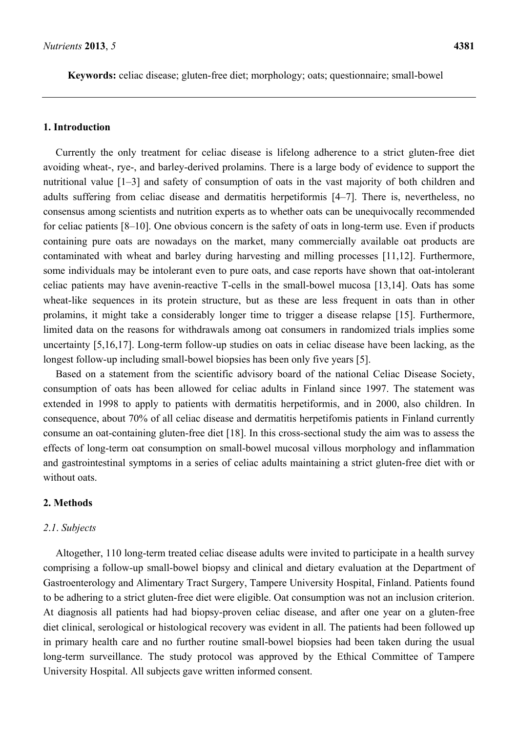**Keywords:** celiac disease; gluten-free diet; morphology; oats; questionnaire; small-bowel

## 1. Introduction

Currently the only treatment for celiac disease is lifelong adherence to a strict gluten-free diet avoiding wheat-, rye-, and barley-derived prolamins. There is a large body of evidence to support the nutritional value [1–3] and safety of consumption of oats in the vast majority of both children and adults suffering from celiac disease and dermatitis herpetiformis [4–7]. There is, nevertheless, no consensus among scientists and nutrition experts as to whether oats can be unequivocally recommended for celiac patients [8–10]. One obvious concern is the safety of oats in long-term use. Even if products containing pure oats are nowadays on the market, many commercially available oat products are contaminated with wheat and barley during harvesting and milling processes [11,12]. Furthermore, some individuals may be intolerant even to pure oats, and case reports have shown that oat-intolerant celiac patients may have avenin-reactive T-cells in the small-bowel mucosa [13,14]. Oats has some wheat-like sequences in its protein structure, but as these are less frequent in oats than in other prolamins, it might take a considerably longer time to trigger a disease relapse [15]. Furthermore, limited data on the reasons for withdrawals among oat consumers in randomized trials implies some uncertainty [5,16,17]. Long-term follow-up studies on oats in celiac disease have been lacking, as the longest follow-up including small-bowel biopsies has been only five years [5].

Based on a statement from the scientific advisory board of the national Celiac Disease Society, consumption of oats has been allowed for celiac adults in Finland since 1997. The statement was extended in 1998 to apply to patients with dermatitis herpetiformis, and in 2000, also children. In consequence, about 70% of all celiac disease and dermatitis herpetifomis patients in Finland currently consume an oat-containing gluten-free diet [18]. In this cross-sectional study the aim was to assess the effects of long-term oat consumption on small-bowel mucosal villous morphology and inflammation and gastrointestinal symptoms in a series of celiac adults maintaining a strict gluten-free diet with or without oats.

## 2. Methods

### 2.1. Subjects

Altogether, 110 long-term treated celiac disease adults were invited to participate in a health survey comprising a follow-up small-bowel biopsy and clinical and dietary evaluation at the Department of Gastroenterology and Alimentary Tract Surgery, Tampere University Hospital, Finland. Patients found to be adhering to a strict gluten-free diet were eligible. Oat consumption was not an inclusion criterion. At diagnosis all patients had had biopsy-proven celiac disease, and after one year on a gluten-free diet clinical, serological or histological recovery was evident in all. The patients had been followed up in primary health care and no further routine small-bowel biopsies had been taken during the usual long-term surveillance. The study protocol was approved by the Ethical Committee of Tampere University Hospital. All subjects gave written informed consent.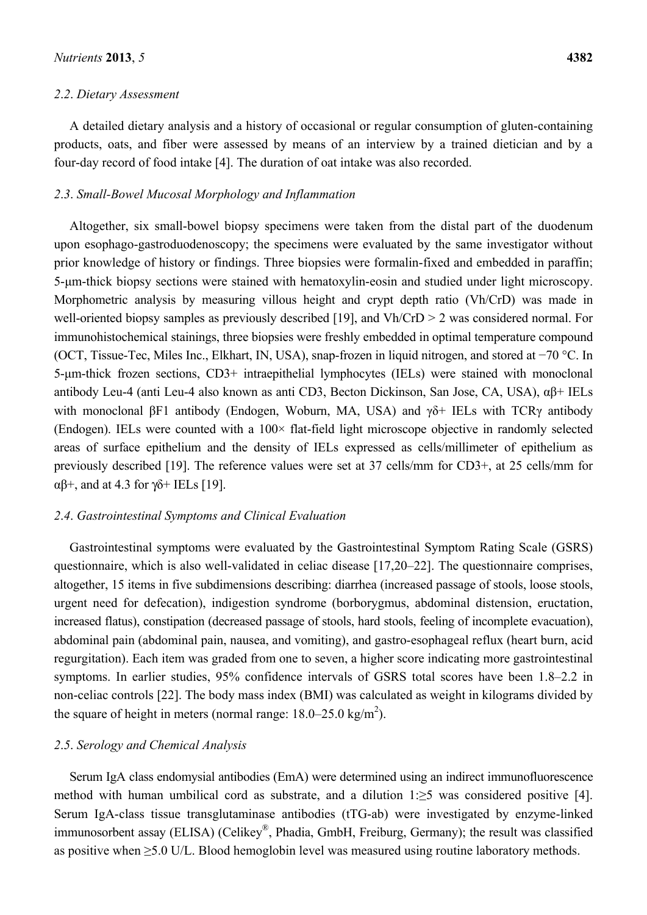### 2.2. Dietary Assessment

A detailed dietary analysis and a history of occasional or regular consumption of gluten-containing products, oats, and fiber were assessed by means of an interview by a trained dietician and by a four-day record of food intake [4]. The duration of oat intake was also recorded.

### 2.3. Small-Bowel Mucosal Morphology and Inflammation

Altogether, six small-bowel biopsy specimens were taken from the distal part of the duodenum upon esophago-gastroduodenoscopy; the specimens were evaluated by the same investigator without prior knowledge of history or findings. Three biopsies were formalin-fixed and embedded in paraffin; 5-μm-thick biopsy sections were stained with hematoxylin-eosin and studied under light microscopy. Morphometric analysis by measuring villous height and crypt depth ratio (Vh/CrD) was made in well-oriented biopsy samples as previously described [19], and Vh/CrD > 2 was considered normal. For immunohistochemical stainings, three biopsies were freshly embedded in optimal temperature compound (OCT, Tissue-Tec, Miles Inc., Elkhart, IN, USA), snap-frozen in liquid nitrogen, and stored at −70 °C. In 5-μm-thick frozen sections, CD3+ intraepithelial lymphocytes (IELs) were stained with monoclonal antibody Leu-4 (anti Leu-4 also known as anti CD3, Becton Dickinson, San Jose, CA, USA), αβ+ IELs with monoclonal βF1 antibody (Endogen, Woburn, MA, USA) and γδ+ IELs with TCRγ antibody (Endogen). IELs were counted with a 100× flat-field light microscope objective in randomly selected areas of surface epithelium and the density of IELs expressed as cells/millimeter of epithelium as previously described [19]. The reference values were set at 37 cells/mm for CD3+, at 25 cells/mm for αβ+, and at 4.3 for γδ+ IELs [19].

### 2.4. Gastrointestinal Symptoms and Clinical Evaluation

Gastrointestinal symptoms were evaluated by the Gastrointestinal Symptom Rating Scale (GSRS) questionnaire, which is also well-validated in celiac disease [17,20–22]. The questionnaire comprises, altogether, 15 items in five subdimensions describing: diarrhea (increased passage of stools, loose stools, urgent need for defecation), indigestion syndrome (borborygmus, abdominal distension, eructation, increased flatus), constipation (decreased passage of stools, hard stools, feeling of incomplete evacuation), abdominal pain (abdominal pain, nausea, and vomiting), and gastro-esophageal reflux (heart burn, acid regurgitation). Each item was graded from one to seven, a higher score indicating more gastrointestinal symptoms. In earlier studies, 95% confidence intervals of GSRS total scores have been 1.8–2.2 in non-celiac controls [22]. The body mass index (BMI) was calculated as weight in kilograms divided by the square of height in meters (normal range: 18.0–25.0 $kg/m^2$).

### 2.5. Serology and Chemical Analysis

Serum IgA class endomysial antibodies (EmA) were determined using an indirect immunofluorescence method with human umbilical cord as substrate, and a dilution 1:≥5 was considered positive [4]. Serum IgA-class tissue transglutaminase antibodies (tTG-ab) were investigated by enzyme-linked immunosorbent assay (ELISA) (Celikey®, Phadia, GmbH, Freiburg, Germany); the result was classified as positive when ≥5.0 U/L. Blood hemoglobin level was measured using routine laboratory methods.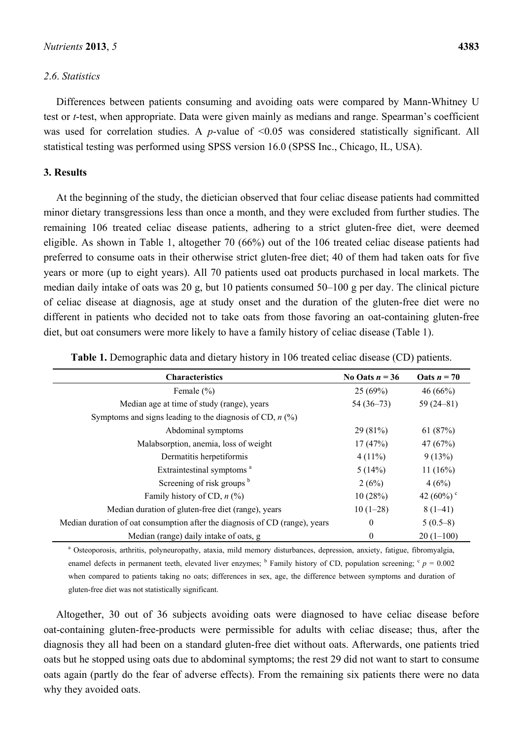### 2.6. Statistics

Differences between patients consuming and avoiding oats were compared by Mann-Whitney U test or *t*-test, when appropriate. Data were given mainly as medians and range. Spearman's coefficient was used for correlation studies. A *p*-value of <0.05 was considered statistically significant. All statistical testing was performed using SPSS version 16.0 (SPSS Inc., Chicago, IL, USA).

## 3. Results

At the beginning of the study, the dietician observed that four celiac disease patients had committed minor dietary transgressions less than once a month, and they were excluded from further studies. The remaining 106 treated celiac disease patients, adhering to a strict gluten-free diet, were deemed eligible. As shown in Table 1, altogether 70 (66%) out of the 106 treated celiac disease patients had preferred to consume oats in their otherwise strict gluten-free diet; 40 of them had taken oats for five years or more (up to eight years). All 70 patients used oat products purchased in local markets. The median daily intake of oats was 20 g, but 10 patients consumed 50–100 g per day. The clinical picture of celiac disease at diagnosis, age at study onset and the duration of the gluten-free diet were no different in patients who decided not to take oats from those favoring an oat-containing gluten-free diet, but oat consumers were more likely to have a family history of celiac disease (Table 1).

**Table 1.** Demographic data and dietary history in 106 treated celiac disease (CD) patients.

| Characteristics | No Oats $n = 36$ | Oats $n = 70$ |
|---|---|---|
| Female (%) | 25 (69%) | 46 (66%) |
| Median age at time of study (range), years | 54 (36–73) | 59 (24–81) |
| Symptoms and signs leading to the diagnosis of CD, *n* (%) | | |
| Abdominal symptoms | 29 (81%) | 61 (87%) |
| Malabsorption, anemia, loss of weight | 17 (47%) | 47 (67%) |
| Dermatitis herpetiformis | 4 (11%) | 9 (13%) |
| Extraintestinal symptoms [a] | 5 (14%) | 11 (16%) |
| Screening of risk groups [b] | 2 (6%) | 4 (6%) |
| Family history of CD, *n* (%) | 10 (28%) | 42 (60%) [c] |
| Median duration of gluten-free diet (range), years | 10 (1–28) | 8 (1–41) |
| Median duration of oat consumption after the diagnosis of CD (range), years | 0 | 5 (0.5–8) |
| Median (range) daily intake of oats, g | 0 | 20 (1–100) |

[a] Osteoporosis, arthritis, polyneuropathy, ataxia, mild memory disturbances, depression, anxiety, fatigue, fibromyalgia, enamel defects in permanent teeth, elevated liver enzymes; [b] Family history of CD, population screening; [c] $p = 0.002$ when compared to patients taking no oats; differences in sex, age, the difference between symptoms and duration of gluten-free diet was not statistically significant.

Altogether, 30 out of 36 subjects avoiding oats were diagnosed to have celiac disease before oat-containing gluten-free-products were permissible for adults with celiac disease; thus, after the diagnosis they all had been on a standard gluten-free diet without oats. Afterwards, one patients tried oats but he stopped using oats due to abdominal symptoms; the rest 29 did not want to start to consume oats again (partly do the fear of adverse effects). From the remaining six patients there were no data why they avoided oats.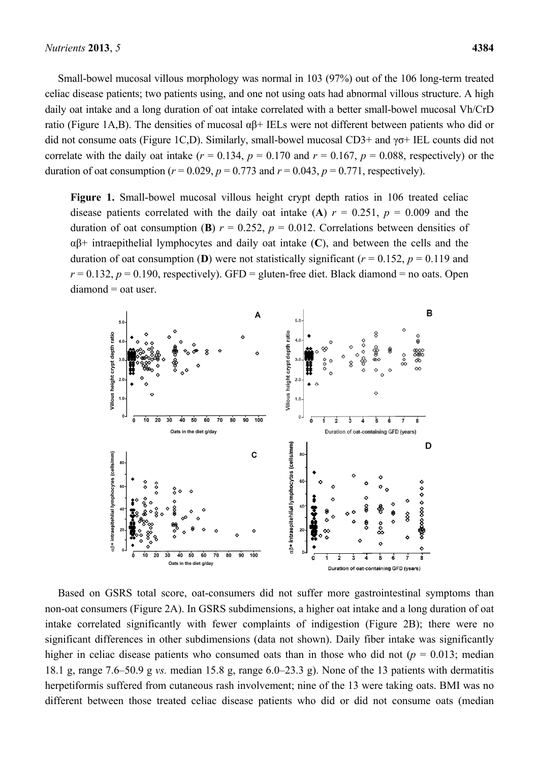Small-bowel mucosal villous morphology was normal in 103 (97%) out of the 106 long-term treated celiac disease patients; two patients using, and one not using oats had abnormal villous structure. A high daily oat intake and a long duration of oat intake correlated with a better small-bowel mucosal Vh/CrD ratio (Figure 1A,B). The densities of mucosal αβ+ IELs were not different between patients who did or did not consume oats (Figure 1C,D). Similarly, small-bowel mucosal CD3+ and γσ+ IEL counts did not correlate with the daily oat intake ($r = 0.134$, $p = 0.170$ and $r = 0.167$, $p = 0.088$, respectively) or the duration of oat consumption ($r = 0.029$, $p = 0.773$ and $r = 0.043$, $p = 0.771$, respectively).

**Figure 1.** Small-bowel mucosal villous height crypt depth ratios in 106 treated celiac disease patients correlated with the daily oat intake (**A**) $r = 0.251$, $p = 0.009$ and the duration of oat consumption (**B**) $r = 0.252$, $p = 0.012$. Correlations between densities of αβ+ intraepithelial lymphocytes and daily oat intake (**C**), and between the cells and the duration of oat consumption (**D**) were not statistically significant ($r = 0.152$, $p = 0.119$ and $r = 0.132$, $p = 0.190$, respectively). GFD = gluten-free diet. Black diamond = no oats. Open diamond = oat user.

Based on GSRS total score, oat-consumers did not suffer more gastrointestinal symptoms than non-oat consumers (Figure 2A). In GSRS subdimensions, a higher oat intake and a long duration of oat intake correlated significantly with fewer complaints of indigestion (Figure 2B); there were no significant differences in other subdimensions (data not shown). Daily fiber intake was significantly higher in celiac disease patients who consumed oats than in those who did not ($p = 0.013$; median 18.1 g, range 7.6–50.9 g *vs.* median 15.8 g, range 6.0–23.3 g). None of the 13 patients with dermatitis herpetiformis suffered from cutaneous rash involvement; nine of the 13 were taking oats. BMI was no different between those treated celiac disease patients who did or did not consume oats (median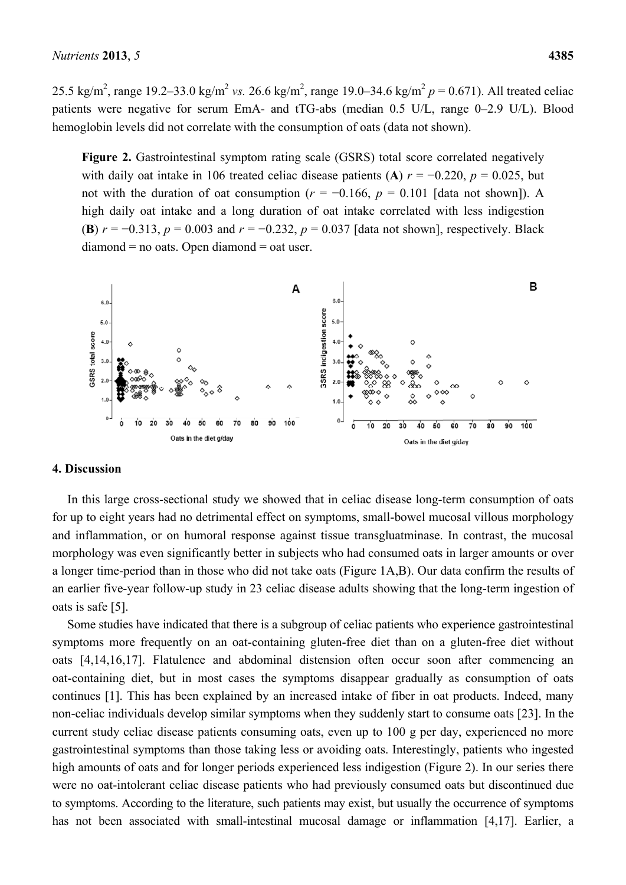25.5 kg/m$^2$, range 19.2–33.0 kg/m$^2$ *vs.* 26.6 kg/m$^2$, range 19.0–34.6 kg/m$^2$ $p = 0.671$). All treated celiac patients were negative for serum EmA- and tTG-abs (median 0.5 U/L, range 0–2.9 U/L). Blood hemoglobin levels did not correlate with the consumption of oats (data not shown).

**Figure 2.** Gastrointestinal symptom rating scale (GSRS) total score correlated negatively with daily oat intake in 106 treated celiac disease patients (**A**) $r = -0.220$, $p = 0.025$, but not with the duration of oat consumption ($r = -0.166$, $p = 0.101$ [data not shown]). A high daily oat intake and a long duration of oat intake correlated with less indigestion (**B**) $r = -0.313$, $p = 0.003$ and $r = -0.232$, $p = 0.037$ [data not shown], respectively. Black diamond = no oats. Open diamond = oat user.

## 4. Discussion

In this large cross-sectional study we showed that in celiac disease long-term consumption of oats for up to eight years had no detrimental effect on symptoms, small-bowel mucosal villous morphology and inflammation, or on humoral response against tissue transgluatminase. In contrast, the mucosal morphology was even significantly better in subjects who had consumed oats in larger amounts or over a longer time-period than in those who did not take oats (Figure 1A,B). Our data confirm the results of an earlier five-year follow-up study in 23 celiac disease adults showing that the long-term ingestion of oats is safe [5].

Some studies have indicated that there is a subgroup of celiac patients who experience gastrointestinal symptoms more frequently on an oat-containing gluten-free diet than on a gluten-free diet without oats [4,14,16,17]. Flatulence and abdominal distension often occur soon after commencing an oat-containing diet, but in most cases the symptoms disappear gradually as consumption of oats continues [1]. This has been explained by an increased intake of fiber in oat products. Indeed, many non-celiac individuals develop similar symptoms when they suddenly start to consume oats [23]. In the current study celiac disease patients consuming oats, even up to 100 g per day, experienced no more gastrointestinal symptoms than those taking less or avoiding oats. Interestingly, patients who ingested high amounts of oats and for longer periods experienced less indigestion (Figure 2). In our series there were no oat-intolerant celiac disease patients who had previously consumed oats but discontinued due to symptoms. According to the literature, such patients may exist, but usually the occurrence of symptoms has not been associated with small-intestinal mucosal damage or inflammation [4,17]. Earlier, a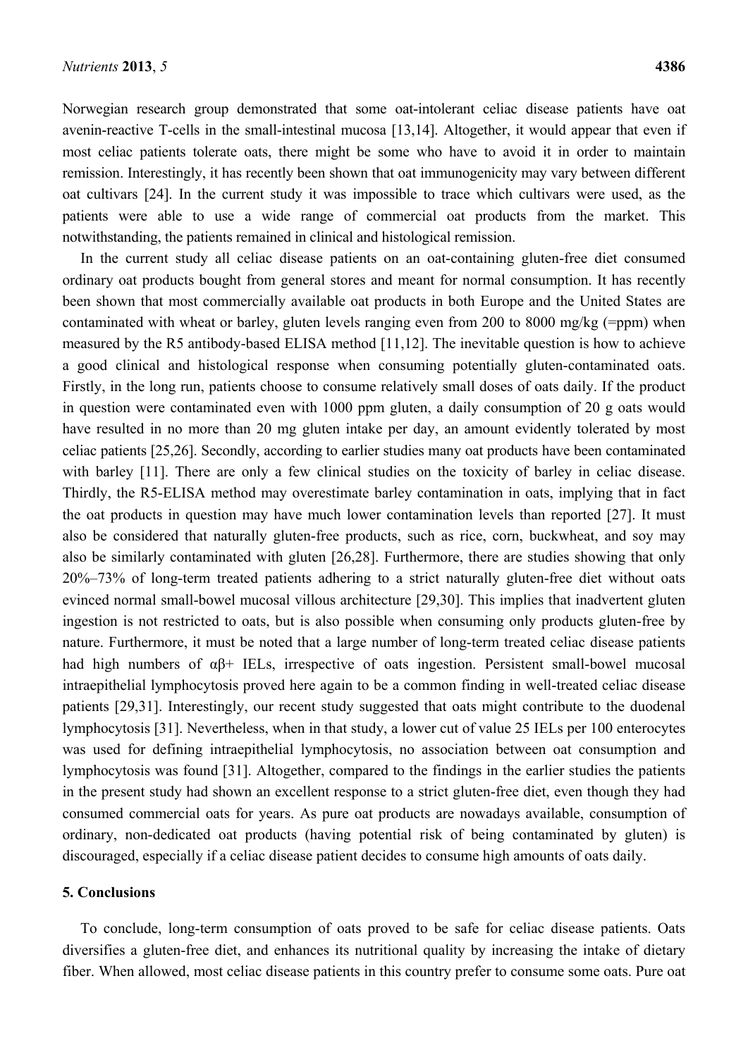Norwegian research group demonstrated that some oat-intolerant celiac disease patients have oat avenin-reactive T-cells in the small-intestinal mucosa [13,14]. Altogether, it would appear that even if most celiac patients tolerate oats, there might be some who have to avoid it in order to maintain remission. Interestingly, it has recently been shown that oat immunogenicity may vary between different oat cultivars [24]. In the current study it was impossible to trace which cultivars were used, as the patients were able to use a wide range of commercial oat products from the market. This notwithstanding, the patients remained in clinical and histological remission.

In the current study all celiac disease patients on an oat-containing gluten-free diet consumed ordinary oat products bought from general stores and meant for normal consumption. It has recently been shown that most commercially available oat products in both Europe and the United States are contaminated with wheat or barley, gluten levels ranging even from 200 to 8000 mg/kg (=ppm) when measured by the R5 antibody-based ELISA method [11,12]. The inevitable question is how to achieve a good clinical and histological response when consuming potentially gluten-contaminated oats. Firstly, in the long run, patients choose to consume relatively small doses of oats daily. If the product in question were contaminated even with 1000 ppm gluten, a daily consumption of 20 g oats would have resulted in no more than 20 mg gluten intake per day, an amount evidently tolerated by most celiac patients [25,26]. Secondly, according to earlier studies many oat products have been contaminated with barley [11]. There are only a few clinical studies on the toxicity of barley in celiac disease. Thirdly, the R5-ELISA method may overestimate barley contamination in oats, implying that in fact the oat products in question may have much lower contamination levels than reported [27]. It must also be considered that naturally gluten-free products, such as rice, corn, buckwheat, and soy may also be similarly contaminated with gluten [26,28]. Furthermore, there are studies showing that only 20%–73% of long-term treated patients adhering to a strict naturally gluten-free diet without oats evinced normal small-bowel mucosal villous architecture [29,30]. This implies that inadvertent gluten ingestion is not restricted to oats, but is also possible when consuming only products gluten-free by nature. Furthermore, it must be noted that a large number of long-term treated celiac disease patients had high numbers of αβ+ IELs, irrespective of oats ingestion. Persistent small-bowel mucosal intraepithelial lymphocytosis proved here again to be a common finding in well-treated celiac disease patients [29,31]. Interestingly, our recent study suggested that oats might contribute to the duodenal lymphocytosis [31]. Nevertheless, when in that study, a lower cut of value 25 IELs per 100 enterocytes was used for defining intraepithelial lymphocytosis, no association between oat consumption and lymphocytosis was found [31]. Altogether, compared to the findings in the earlier studies the patients in the present study had shown an excellent response to a strict gluten-free diet, even though they had consumed commercial oats for years. As pure oat products are nowadays available, consumption of ordinary, non-dedicated oat products (having potential risk of being contaminated by gluten) is discouraged, especially if a celiac disease patient decides to consume high amounts of oats daily.

## 5. Conclusions

To conclude, long-term consumption of oats proved to be safe for celiac disease patients. Oats diversifies a gluten-free diet, and enhances its nutritional quality by increasing the intake of dietary fiber. When allowed, most celiac disease patients in this country prefer to consume some oats. Pure oat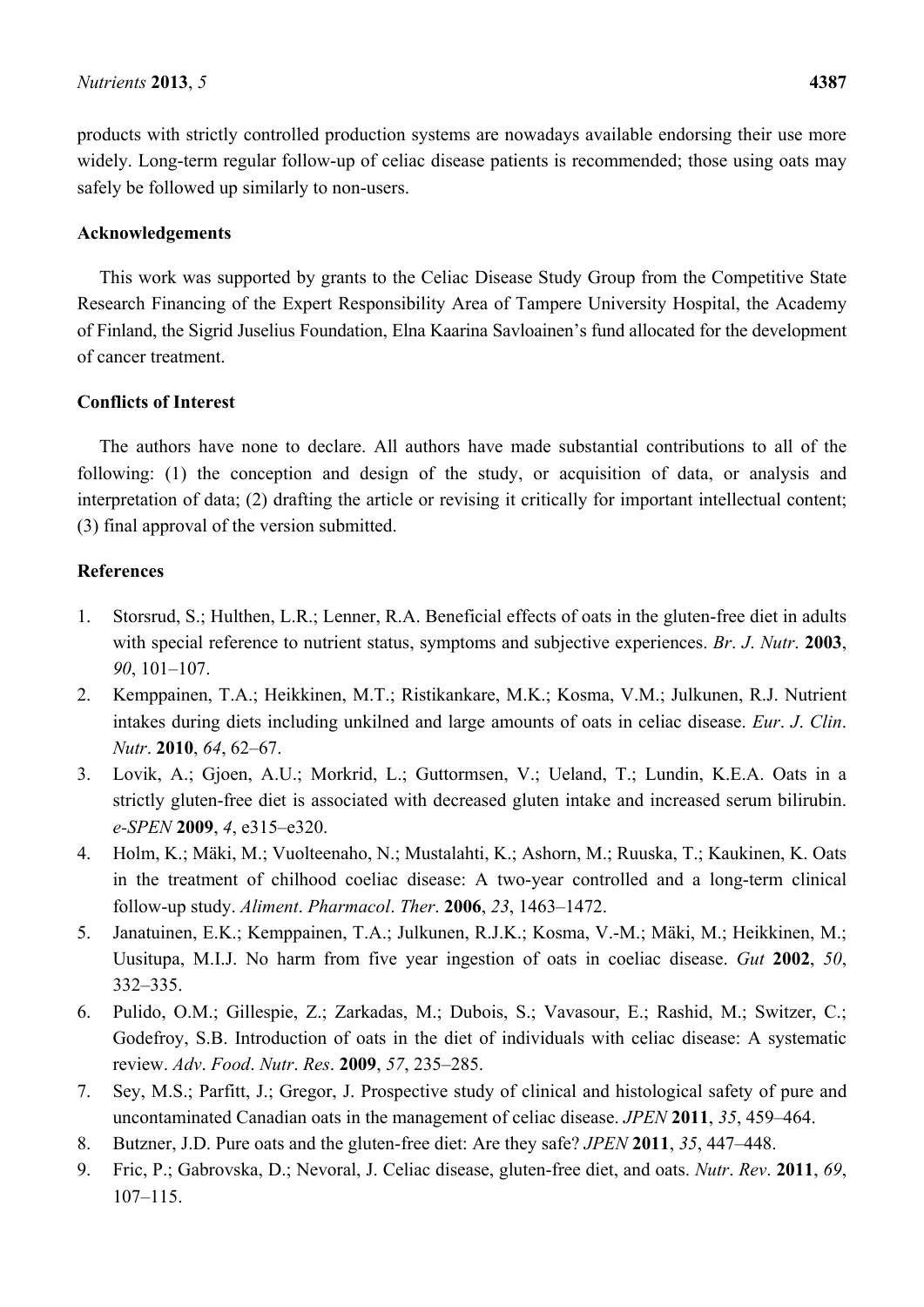products with strictly controlled production systems are nowadays available endorsing their use more widely. Long-term regular follow-up of celiac disease patients is recommended; those using oats may safely be followed up similarly to non-users.

## Acknowledgements

This work was supported by grants to the Celiac Disease Study Group from the Competitive State Research Financing of the Expert Responsibility Area of Tampere University Hospital, the Academy of Finland, the Sigrid Juselius Foundation, Elna Kaarina Savloainen's fund allocated for the development of cancer treatment.

## Conflicts of Interest

The authors have none to declare. All authors have made substantial contributions to all of the following: (1) the conception and design of the study, or acquisition of data, or analysis and interpretation of data; (2) drafting the article or revising it critically for important intellectual content; (3) final approval of the version submitted.

## References

1. Storsrud, S.; Hulthen, L.R.; Lenner, R.A. Beneficial effects of oats in the gluten-free diet in adults with special reference to nutrient status, symptoms and subjective experiences. *Br. J. Nutr.* **2003**, *90*, 101–107.
2. Kemppainen, T.A.; Heikkinen, M.T.; Ristikankare, M.K.; Kosma, V.M.; Julkunen, R.J. Nutrient intakes during diets including unkilned and large amounts of oats in celiac disease. *Eur. J. Clin. Nutr.* **2010**, *64*, 62–67.
3. Lovik, A.; Gjoen, A.U.; Morkrid, L.; Guttormsen, V.; Ueland, T.; Lundin, K.E.A. Oats in a strictly gluten-free diet is associated with decreased gluten intake and increased serum bilirubin. *e-SPEN* **2009**, *4*, e315–e320.
4. Holm, K.; Mäki, M.; Vuolteenaho, N.; Mustalahti, K.; Ashorn, M.; Ruuska, T.; Kaukinen, K. Oats in the treatment of chilhood coeliac disease: A two-year controlled and a long-term clinical follow-up study. *Aliment. Pharmacol. Ther.* **2006**, *23*, 1463–1472.
5. Janatuinen, E.K.; Kemppainen, T.A.; Julkunen, R.J.K.; Kosma, V.-M.; Mäki, M.; Heikkinen, M.; Uusitupa, M.I.J. No harm from five year ingestion of oats in coeliac disease. *Gut* **2002**, *50*, 332–335.
6. Pulido, O.M.; Gillespie, Z.; Zarkadas, M.; Dubois, S.; Vavasour, E.; Rashid, M.; Switzer, C.; Godefroy, S.B. Introduction of oats in the diet of individuals with celiac disease: A systematic review. *Adv. Food. Nutr. Res.* **2009**, *57*, 235–285.
7. Sey, M.S.; Parfitt, J.; Gregor, J. Prospective study of clinical and histological safety of pure and uncontaminated Canadian oats in the management of celiac disease. *JPEN* **2011**, *35*, 459–464.
8. Butzner, J.D. Pure oats and the gluten-free diet: Are they safe? *JPEN* **2011**, *35*, 447–448.
9. Fric, P.; Gabrovska, D.; Nevoral, J. Celiac disease, gluten-free diet, and oats. *Nutr. Rev.* **2011**, *69*, 107–115.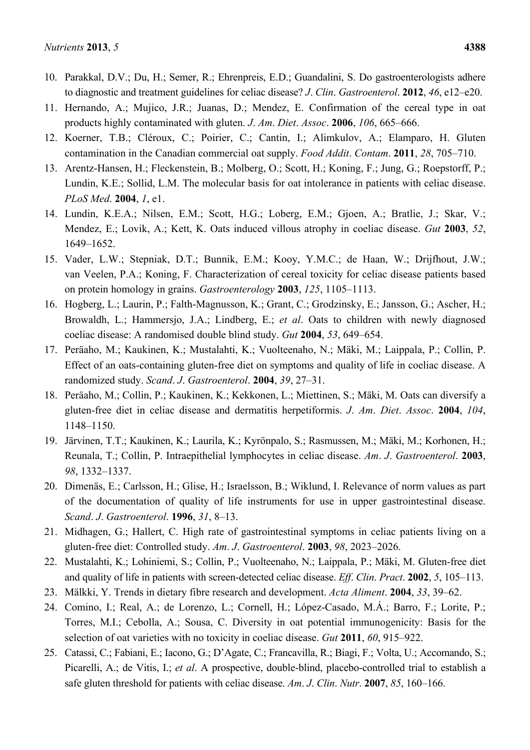10. Parakkal, D.V.; Du, H.; Semer, R.; Ehrenpreis, E.D.; Guandalini, S. Do gastroenterologists adhere to diagnostic and treatment guidelines for celiac disease? *J. Clin. Gastroenterol.* **2012**, *46*, e12–e20.
11. Hernando, A.; Mujico, J.R.; Juanas, D.; Mendez, E. Confirmation of the cereal type in oat products highly contaminated with gluten. *J. Am. Diet. Assoc.* **2006**, *106*, 665–666.
12. Koerner, T.B.; Cléroux, C.; Poirier, C.; Cantin, I.; Alimkulov, A.; Elamparo, H. Gluten contamination in the Canadian commercial oat supply. *Food Addit. Contam.* **2011**, *28*, 705–710.
13. Arentz-Hansen, H.; Fleckenstein, B.; Molberg, O.; Scott, H.; Koning, F.; Jung, G.; Roepstorff, P.; Lundin, K.E.; Sollid, L.M. The molecular basis for oat intolerance in patients with celiac disease. *PLoS Med.* **2004**, *1*, e1.
14. Lundin, K.E.A.; Nilsen, E.M.; Scott, H.G.; Loberg, E.M.; Gjoen, A.; Bratlie, J.; Skar, V.; Mendez, E.; Lovik, A.; Kett, K. Oats induced villous atrophy in coeliac disease. *Gut* **2003**, *52*, 1649–1652.
15. Vader, L.W.; Stepniak, D.T.; Bunnik, E.M.; Kooy, Y.M.C.; de Haan, W.; Drijfhout, J.W.; van Veelen, P.A.; Koning, F. Characterization of cereal toxicity for celiac disease patients based on protein homology in grains. *Gastroenterology* **2003**, *125*, 1105–1113.
16. Hogberg, L.; Laurin, P.; Falth-Magnusson, K.; Grant, C.; Grodzinsky, E.; Jansson, G.; Ascher, H.; Browaldh, L.; Hammersjo, J.A.; Lindberg, E.; *et al*. Oats to children with newly diagnosed coeliac disease: A randomised double blind study. *Gut* **2004**, *53*, 649–654.
17. Peräaho, M.; Kaukinen, K.; Mustalahti, K.; Vuolteenaho, N.; Mäki, M.; Laippala, P.; Collin, P. Effect of an oats-containing gluten-free diet on symptoms and quality of life in coeliac disease. A randomized study. *Scand. J. Gastroenterol.* **2004**, *39*, 27–31.
18. Peräaho, M.; Collin, P.; Kaukinen, K.; Kekkonen, L.; Miettinen, S.; Mäki, M. Oats can diversify a gluten-free diet in celiac disease and dermatitis herpetiformis. *J. Am. Diet. Assoc.* **2004**, *104*, 1148–1150.
19. Järvinen, T.T.; Kaukinen, K.; Laurila, K.; Kyrönpalo, S.; Rasmussen, M.; Mäki, M.; Korhonen, H.; Reunala, T.; Collin, P. Intraepithelial lymphocytes in celiac disease. *Am. J. Gastroenterol.* **2003**, *98*, 1332–1337.
20. Dimenäs, E.; Carlsson, H.; Glise, H.; Israelsson, B.; Wiklund, I. Relevance of norm values as part of the documentation of quality of life instruments for use in upper gastrointestinal disease. *Scand. J. Gastroenterol.* **1996**, *31*, 8–13.
21. Midhagen, G.; Hallert, C. High rate of gastrointestinal symptoms in celiac patients living on a gluten-free diet: Controlled study. *Am. J. Gastroenterol.* **2003**, *98*, 2023–2026.
22. Mustalahti, K.; Lohiniemi, S.; Collin, P.; Vuolteenaho, N.; Laippala, P.; Mäki, M. Gluten-free diet and quality of life in patients with screen-detected celiac disease. *Eff. Clin. Pract.* **2002**, *5*, 105–113.
23. Mälkki, Y. Trends in dietary fibre research and development. *Acta Aliment.* **2004**, *33*, 39–62.
24. Comino, I.; Real, A.; de Lorenzo, L.; Cornell, H.; López-Casado, M.Á.; Barro, F.; Lorite, P.; Torres, M.I.; Cebolla, A.; Sousa, C. Diversity in oat potential immunogenicity: Basis for the selection of oat varieties with no toxicity in coeliac disease. *Gut* **2011**, *60*, 915–922.
25. Catassi, C.; Fabiani, E.; Iacono, G.; D'Agate, C.; Francavilla, R.; Biagi, F.; Volta, U.; Accomando, S.; Picarelli, A.; de Vitis, I.; *et al*. A prospective, double-blind, placebo-controlled trial to establish a safe gluten threshold for patients with celiac disease. *Am. J. Clin. Nutr.* **2007**, *85*, 160–166.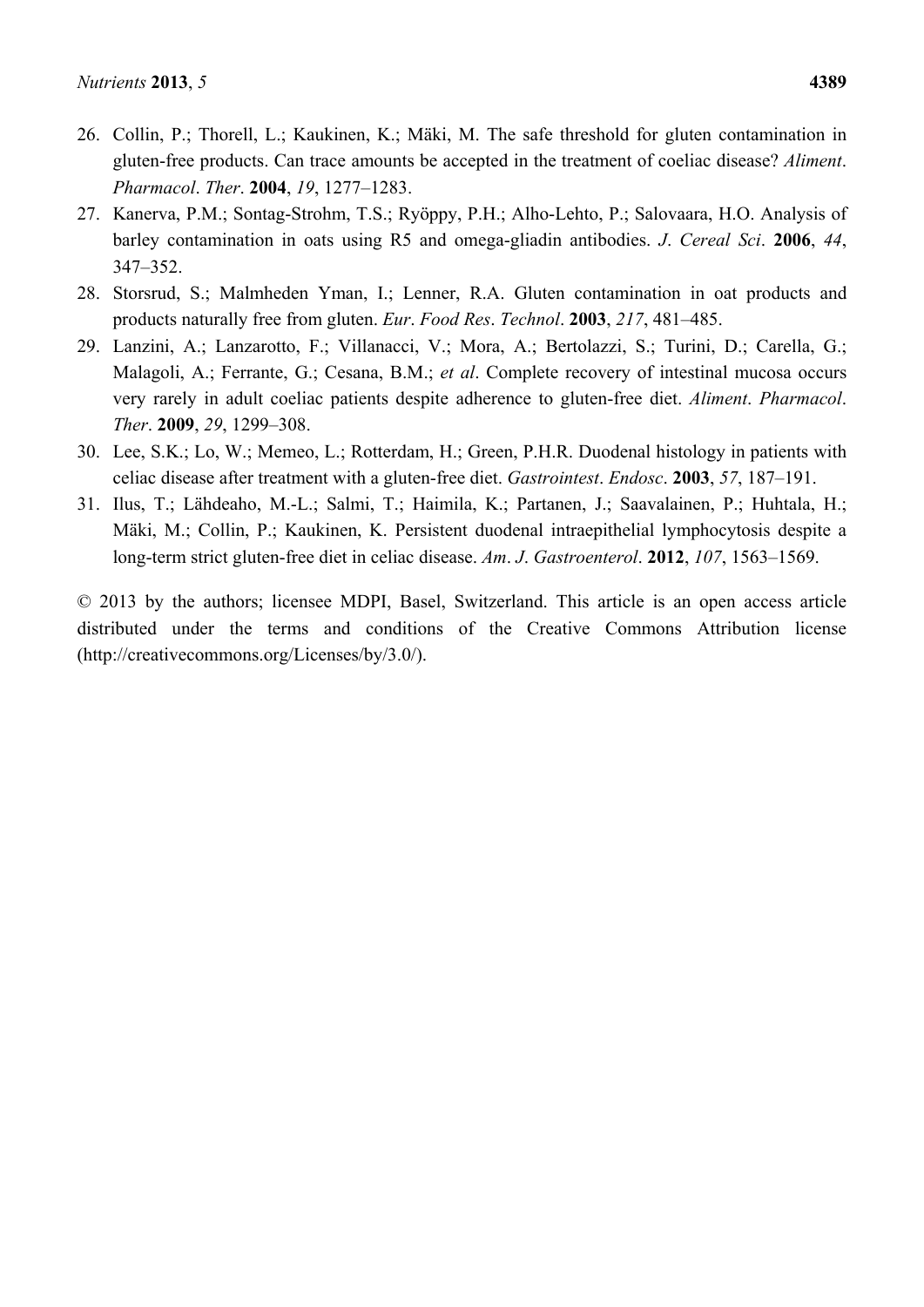26. Collin, P.; Thorell, L.; Kaukinen, K.; Mäki, M. The safe threshold for gluten contamination in gluten-free products. Can trace amounts be accepted in the treatment of coeliac disease? *Aliment*. *Pharmacol*. *Ther*. **2004**, *19*, 1277–1283.
27. Kanerva, P.M.; Sontag-Strohm, T.S.; Ryöppy, P.H.; Alho-Lehto, P.; Salovaara, H.O. Analysis of barley contamination in oats using R5 and omega-gliadin antibodies. *J*. *Cereal Sci*. **2006**, *44*, 347–352.
28. Storsrud, S.; Malmheden Yman, I.; Lenner, R.A. Gluten contamination in oat products and products naturally free from gluten. *Eur*. *Food Res*. *Technol*. **2003**, *217*, 481–485.
29. Lanzini, A.; Lanzarotto, F.; Villanacci, V.; Mora, A.; Bertolazzi, S.; Turini, D.; Carella, G.; Malagoli, A.; Ferrante, G.; Cesana, B.M.; *et al*. Complete recovery of intestinal mucosa occurs very rarely in adult coeliac patients despite adherence to gluten-free diet. *Aliment*. *Pharmacol*. *Ther*. **2009**, *29*, 1299–308.
30. Lee, S.K.; Lo, W.; Memeo, L.; Rotterdam, H.; Green, P.H.R. Duodenal histology in patients with celiac disease after treatment with a gluten-free diet. *Gastrointest*. *Endosc*. **2003**, *57*, 187–191.
31. Ilus, T.; Lähdeaho, M.-L.; Salmi, T.; Haimila, K.; Partanen, J.; Saavalainen, P.; Huhtala, H.; Mäki, M.; Collin, P.; Kaukinen, K. Persistent duodenal intraepithelial lymphocytosis despite a long-term strict gluten-free diet in celiac disease. *Am*. *J*. *Gastroenterol*. **2012**, *107*, 1563–1569.

© 2013 by the authors; licensee MDPI, Basel, Switzerland. This article is an open access article distributed under the terms and conditions of the Creative Commons Attribution license (http://creativecommons.org/Licenses/by/3.0/).